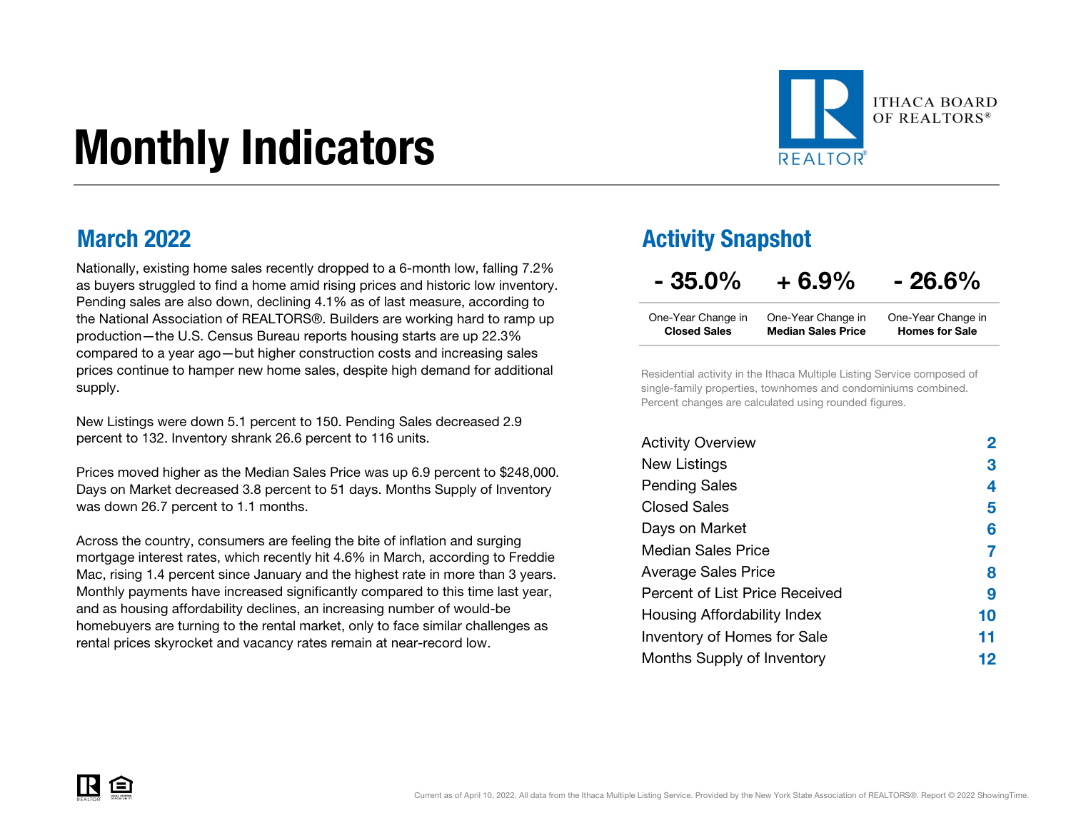# Monthly Indicators

ITHACA BOARD OF REALTORS®

## March 2022

Nationally, existing home sales recently dropped to a 6-month low, falling 7.2% as buyers struggled to find a home amid rising prices and historic low inventory. Pending sales are also down, declining 4.1% as of last measure, according to the National Association of REALTORS®. Builders are working hard to ramp up production—the U.S. Census Bureau reports housing starts are up 22.3% compared to a year ago—but higher construction costs and increasing sales prices continue to hamper new home sales, despite high demand for additional supply.

New Listings were down 5.1 percent to 150. Pending Sales decreased 2.9 percent to 132. Inventory shrank 26.6 percent to 116 units.

Prices moved higher as the Median Sales Price was up 6.9 percent to $248,000. Days on Market decreased 3.8 percent to 51 days. Months Supply of Inventory was down 26.7 percent to 1.1 months.

Across the country, consumers are feeling the bite of inflation and surging mortgage interest rates, which recently hit 4.6% in March, according to Freddie Mac, rising 1.4 percent since January and the highest rate in more than 3 years. Monthly payments have increased significantly compared to this time last year, and as housing affordability declines, an increasing number of would-be homebuyers are turning to the rental market, only to face similar challenges as rental prices skyrocket and vacancy rates remain at near-record low.

## Activity Snapshot

| - 35.0% | + 6.9% | - 26.6% |
|---|---|---|
| One-Year Change in **Closed Sales** | One-Year Change in **Median Sales Price** | One-Year Change in **Homes for Sale** |

Residential activity in the Ithaca Multiple Listing Service composed of single-family properties, townhomes and condominiums combined. Percent changes are calculated using rounded figures.

| | |
|---|---|
| Activity Overview | 2 |
| New Listings | 3 |
| Pending Sales | 4 |
| Closed Sales | 5 |
| Days on Market | 6 |
| Median Sales Price | 7 |
| Average Sales Price | 8 |
| Percent of List Price Received | 9 |
| Housing Affordability Index | 10 |
| Inventory of Homes for Sale | 11 |
| Months Supply of Inventory | 12 |

Current as of April 10, 2022. All data from the Ithaca Multiple Listing Service. Provided by the New York State Association of REALTORS®. Report © 2022 ShowingTime.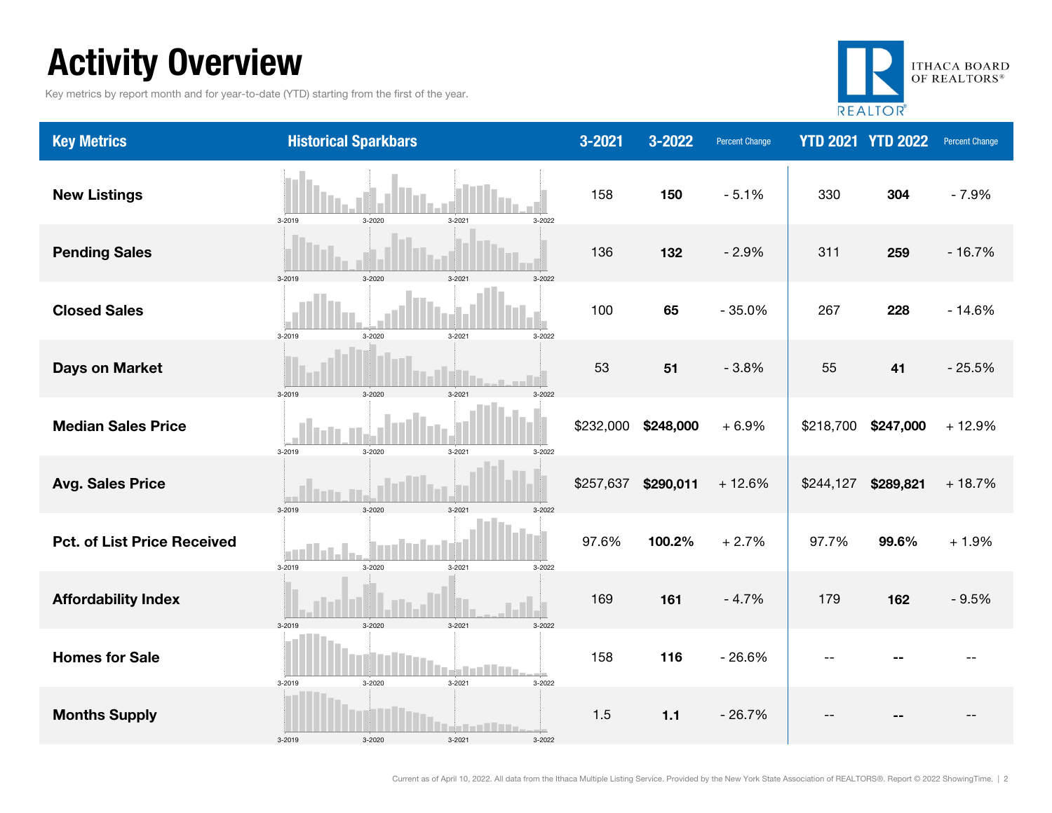# Activity Overview

Key metrics by report month and for year-to-date (YTD) starting from the first of the year.

| Key Metrics | Historical Sparkbars | 3-2021 | 3-2022 | Percent Change | YTD 2021 | YTD 2022 | Percent Change |
|---|---|---|---|---|---|---|---|
| **New Listings** | 3-2019 3-2020 3-2021 3-2022 | 158 | **150** | - 5.1% | 330 | **304** | - 7.9% |
| **Pending Sales** | 3-2019 3-2020 3-2021 3-2022 | 136 | **132** | - 2.9% | 311 | **259** | - 16.7% |
| **Closed Sales** | 3-2019 3-2020 3-2021 3-2022 | 100 | **65** | - 35.0% | 267 | **228** | - 14.6% |
| **Days on Market** | 3-2019 3-2020 3-2021 3-2022 | 53 | **51** | - 3.8% | 55 | **41** | - 25.5% |
| **Median Sales Price** | 3-2019 3-2020 3-2021 3-2022 | $232,000 | **$248,000** | + 6.9% | $218,700 | **$247,000** | + 12.9% |
| **Avg. Sales Price** | 3-2019 3-2020 3-2021 3-2022 | $257,637 | **$290,011** | + 12.6% | $244,127 | **$289,821** | + 18.7% |
| **Pct. of List Price Received** | 3-2019 3-2020 3-2021 3-2022 | 97.6% | **100.2%** | + 2.7% | 97.7% | **99.6%** | + 1.9% |
| **Affordability Index** | 3-2019 3-2020 3-2021 3-2022 | 169 | **161** | - 4.7% | 179 | **162** | - 9.5% |
| **Homes for Sale** | 3-2019 3-2020 3-2021 3-2022 | 158 | **116** | - 26.6% | -- | **--** | -- |
| **Months Supply** | 3-2019 3-2020 3-2021 3-2022 | 1.5 | **1.1** | - 26.7% | -- | **--** | -- |

Current as of April 10, 2022. All data from the Ithaca Multiple Listing Service. Provided by the New York State Association of REALTORS®. Report © 2022 ShowingTime.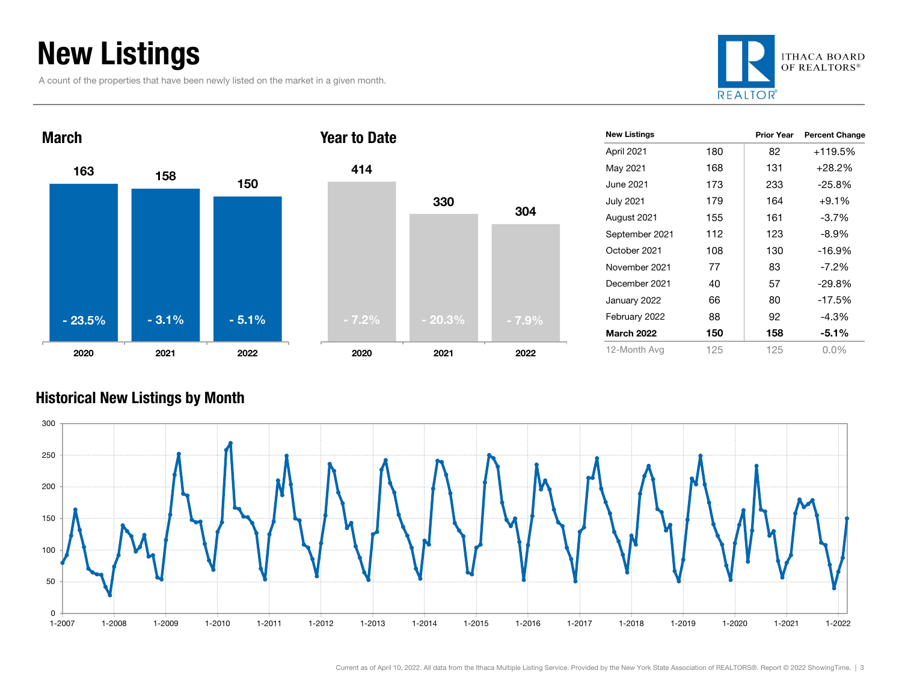# New Listings

A count of the properties that have been newly listed on the market in a given month.

ITHACA BOARD OF REALTORS®

## March

| | 2020 | 2021 | 2022 |
|---|---|---|---|
| New Listings | 163 | 158 | 150 |
| Change | - 23.5% | - 3.1% | - 5.1% |

## Year to Date

| | 2020 | 2021 | 2022 |
|---|---|---|---|
| New Listings | 414 | 330 | 304 |
| Change | - 7.2% | - 20.3% | - 7.9% |

| New Listings | | Prior Year | Percent Change |
|---|---|---|---|
| April 2021 | 180 | 82 | +119.5% |
| May 2021 | 168 | 131 | +28.2% |
| June 2021 | 173 | 233 | -25.8% |
| July 2021 | 179 | 164 | +9.1% |
| August 2021 | 155 | 161 | -3.7% |
| September 2021 | 112 | 123 | -8.9% |
| October 2021 | 108 | 130 | -16.9% |
| November 2021 | 77 | 83 | -7.2% |
| December 2021 | 40 | 57 | -29.8% |
| January 2022 | 66 | 80 | -17.5% |
| February 2022 | 88 | 92 | -4.3% |
| **March 2022** | **150** | **158** | **-5.1%** |
| 12-Month Avg | 125 | 125 | 0.0% |

## Historical New Listings by Month

Current as of April 10, 2022. All data from the Ithaca Multiple Listing Service. Provided by the New York State Association of REALTORS®. Report © 2022 ShowingTime.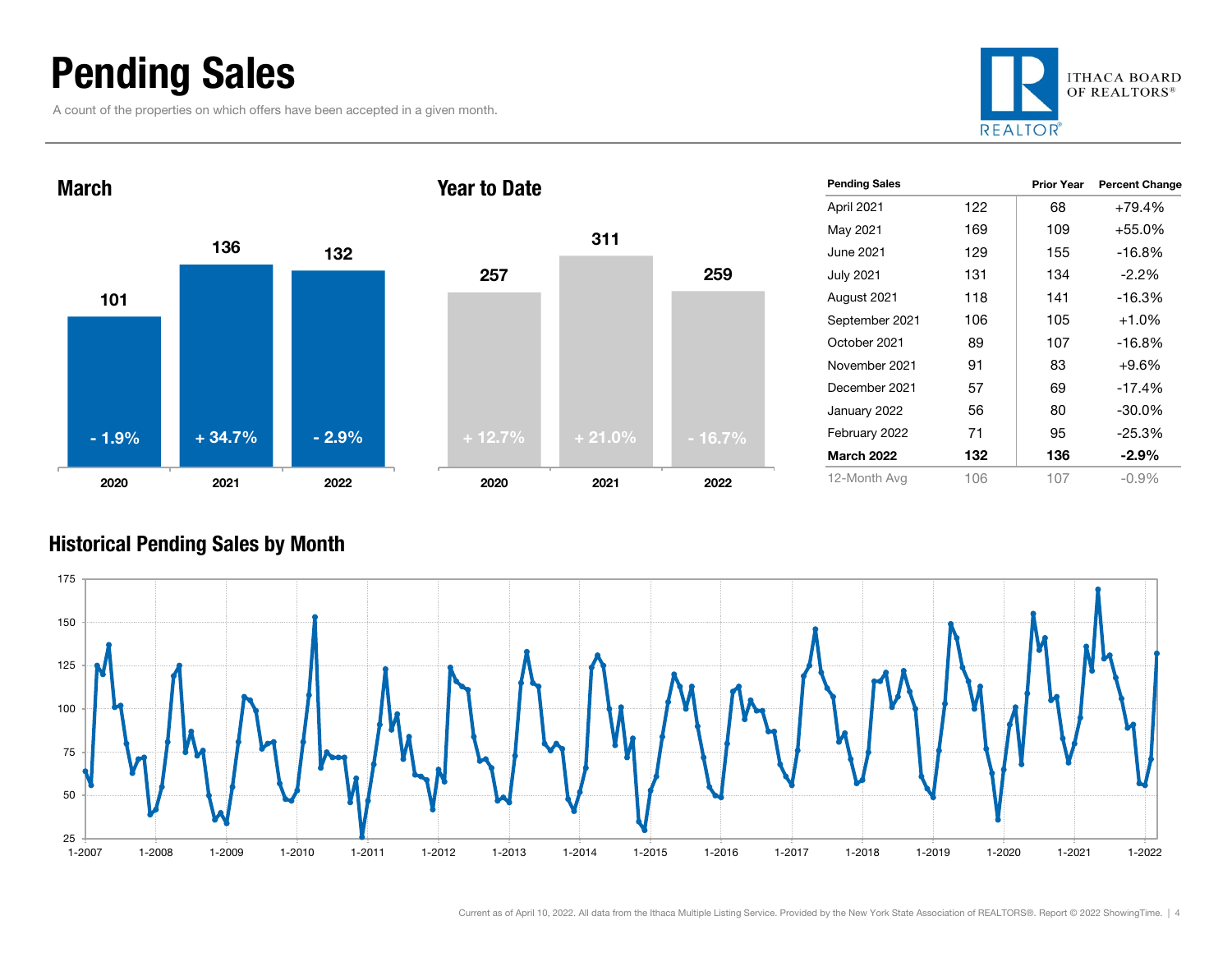# Pending Sales

A count of the properties on which offers have been accepted in a given month.

ITHACA BOARD OF REALTORS®

## March

| | 2020 | 2021 | 2022 |
|---|---|---|---|
| Pending Sales | 101 | 136 | 132 |
| Change | - 1.9% | + 34.7% | - 2.9% |

## Year to Date

| | 2020 | 2021 | 2022 |
|---|---|---|---|
| Pending Sales | 257 | 311 | 259 |
| Change | + 12.7% | + 21.0% | - 16.7% |

| Pending Sales | | Prior Year | Percent Change |
|---|---|---|---|
| April 2021 | 122 | 68 | +79.4% |
| May 2021 | 169 | 109 | +55.0% |
| June 2021 | 129 | 155 | -16.8% |
| July 2021 | 131 | 134 | -2.2% |
| August 2021 | 118 | 141 | -16.3% |
| September 2021 | 106 | 105 | +1.0% |
| October 2021 | 89 | 107 | -16.8% |
| November 2021 | 91 | 83 | +9.6% |
| December 2021 | 57 | 69 | -17.4% |
| January 2022 | 56 | 80 | -30.0% |
| February 2022 | 71 | 95 | -25.3% |
| **March 2022** | **132** | **136** | **-2.9%** |
| 12-Month Avg | 106 | 107 | -0.9% |

## Historical Pending Sales by Month

Current as of April 10, 2022. All data from the Ithaca Multiple Listing Service. Provided by the New York State Association of REALTORS®. Report © 2022 ShowingTime.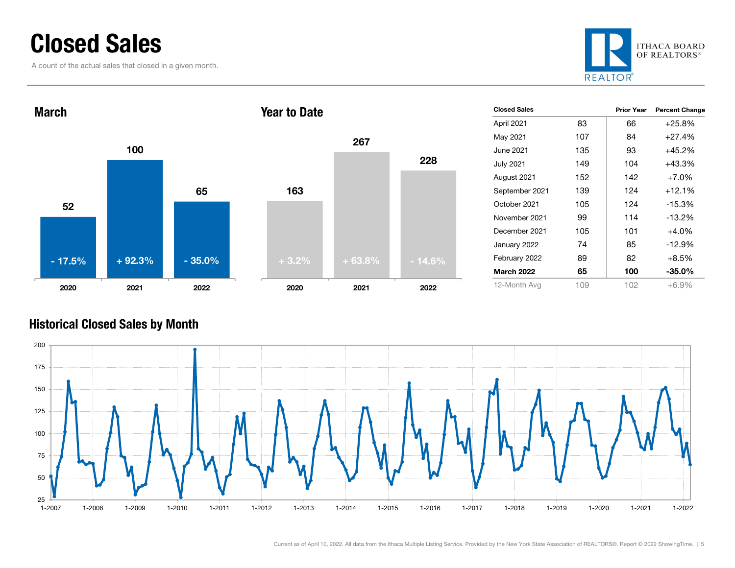# Closed Sales

A count of the actual sales that closed in a given month.

ITHACA BOARD OF REALTORS®

## March

| | 2020 | 2021 | 2022 |
|---|---|---|---|
| Closed Sales | 52 | 100 | 65 |
| Change | - 17.5% | + 92.3% | - 35.0% |

## Year to Date

| | 2020 | 2021 | 2022 |
|---|---|---|---|
| Closed Sales | 163 | 267 | 228 |
| Change | + 3.2% | + 63.8% | - 14.6% |

| Closed Sales | | Prior Year | Percent Change |
|---|---|---|---|
| April 2021 | 83 | 66 | +25.8% |
| May 2021 | 107 | 84 | +27.4% |
| June 2021 | 135 | 93 | +45.2% |
| July 2021 | 149 | 104 | +43.3% |
| August 2021 | 152 | 142 | +7.0% |
| September 2021 | 139 | 124 | +12.1% |
| October 2021 | 105 | 124 | -15.3% |
| November 2021 | 99 | 114 | -13.2% |
| December 2021 | 105 | 101 | +4.0% |
| January 2022 | 74 | 85 | -12.9% |
| February 2022 | 89 | 82 | +8.5% |
| **March 2022** | **65** | **100** | **-35.0%** |
| 12-Month Avg | 109 | 102 | +6.9% |

## Historical Closed Sales by Month

Current as of April 10, 2022. All data from the Ithaca Multiple Listing Service. Provided by the New York State Association of REALTORS®. Report © 2022 ShowingTime.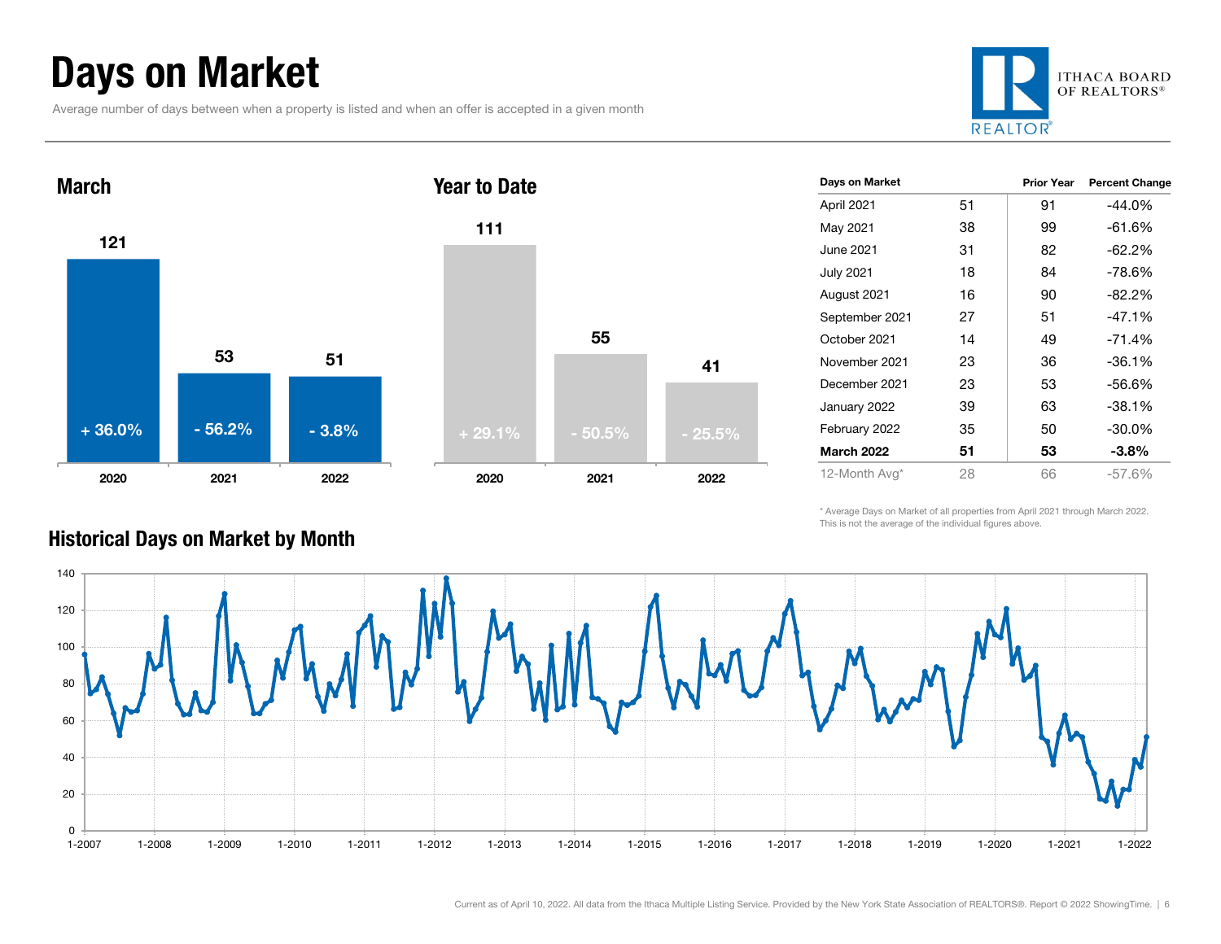# Days on Market

Average number of days between when a property is listed and when an offer is accepted in a given month

ITHACA BOARD OF REALTORS®

## March

| | 2020 | 2021 | 2022 |
|---|---|---|---|
| Days on Market | 121 | 53 | 51 |
| Change | + 36.0% | - 56.2% | - 3.8% |

## Year to Date

| | 2020 | 2021 | 2022 |
|---|---|---|---|
| Days on Market | 111 | 55 | 41 |
| Change | + 29.1% | - 50.5% | - 25.5% |

| Days on Market | | Prior Year | Percent Change |
|---|---|---|---|
| April 2021 | 51 | 91 | -44.0% |
| May 2021 | 38 | 99 | -61.6% |
| June 2021 | 31 | 82 | -62.2% |
| July 2021 | 18 | 84 | -78.6% |
| August 2021 | 16 | 90 | -82.2% |
| September 2021 | 27 | 51 | -47.1% |
| October 2021 | 14 | 49 | -71.4% |
| November 2021 | 23 | 36 | -36.1% |
| December 2021 | 23 | 53 | -56.6% |
| January 2022 | 39 | 63 | -38.1% |
| February 2022 | 35 | 50 | -30.0% |
| **March 2022** | **51** | **53** | **-3.8%** |
| 12-Month Avg* | 28 | 66 | -57.6% |

\* Average Days on Market of all properties from April 2021 through March 2022. This is not the average of the individual figures above.

## Historical Days on Market by Month

Current as of April 10, 2022. All data from the Ithaca Multiple Listing Service. Provided by the New York State Association of REALTORS®. Report © 2022 ShowingTime.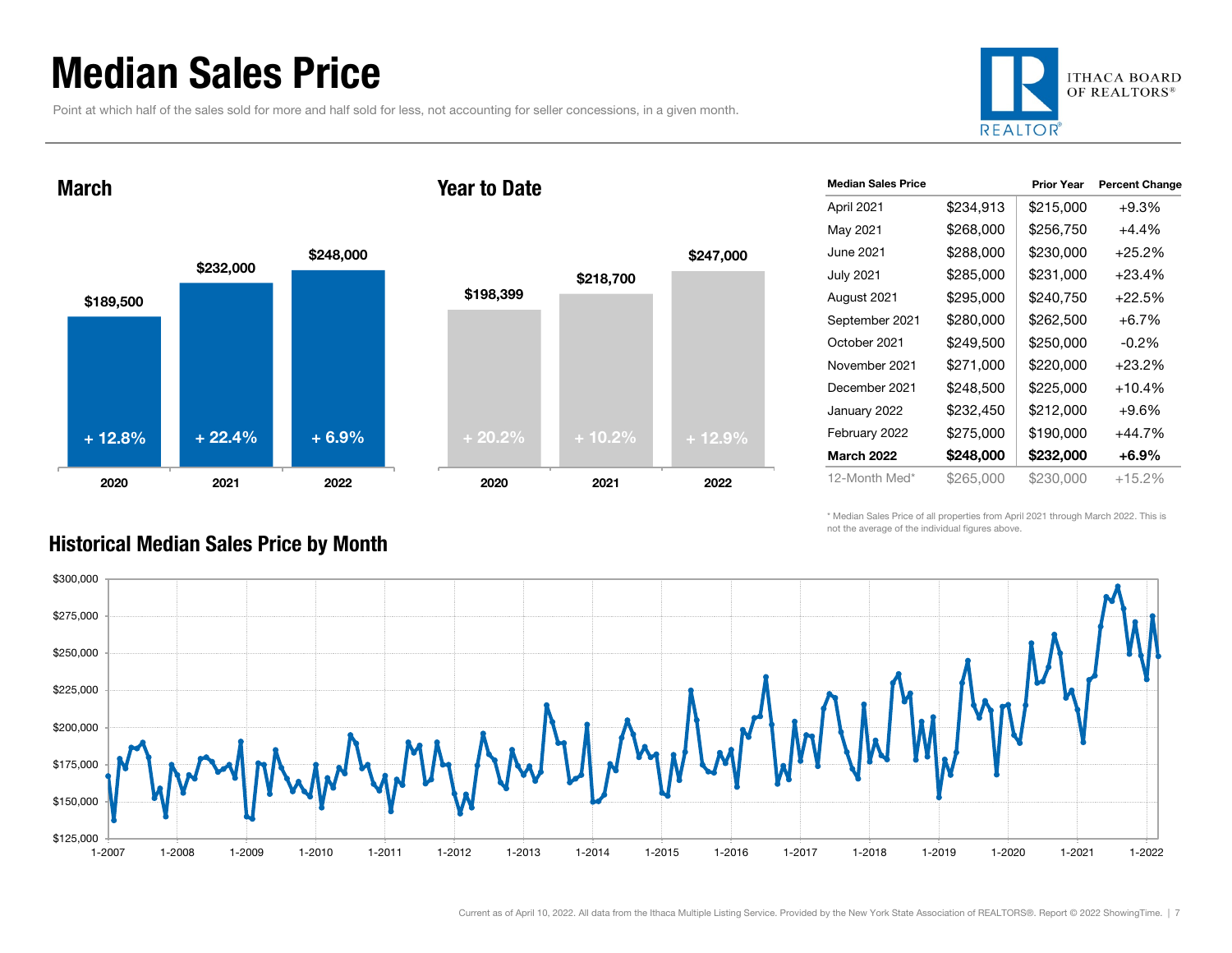# Median Sales Price

Point at which half of the sales sold for more and half sold for less, not accounting for seller concessions, in a given month.

ITHACA BOARD OF REALTORS®

## March

| Year | Median Sales Price | Change |
| --- | --- | --- |
| 2020 | $189,500 | + 12.8% |
| 2021 | $232,000 | + 22.4% |
| 2022 | $248,000 | + 6.9% |

## Year to Date

| Year | Median Sales Price | Change |
| --- | --- | --- |
| 2020 | $198,399 | + 20.2% |
| 2021 | $218,700 | + 10.2% |
| 2022 | $247,000 | + 12.9% |

| Median Sales Price | | Prior Year | Percent Change |
| --- | --- | --- | --- |
| April 2021 | $234,913 | $215,000 | +9.3% |
| May 2021 | $268,000 | $256,750 | +4.4% |
| June 2021 | $288,000 | $230,000 | +25.2% |
| July 2021 | $285,000 | $231,000 | +23.4% |
| August 2021 | $295,000 | $240,750 | +22.5% |
| September 2021 | $280,000 | $262,500 | +6.7% |
| October 2021 | $249,500 | $250,000 | -0.2% |
| November 2021 | $271,000 | $220,000 | +23.2% |
| December 2021 | $248,500 | $225,000 | +10.4% |
| January 2022 | $232,450 | $212,000 | +9.6% |
| February 2022 | $275,000 | $190,000 | +44.7% |
| **March 2022** | **$248,000** | **$232,000** | **+6.9%** |
| 12-Month Med* | $265,000 | $230,000 | +15.2% |

\* Median Sales Price of all properties from April 2021 through March 2022. This is not the average of the individual figures above.

## Historical Median Sales Price by Month

Current as of April 10, 2022. All data from the Ithaca Multiple Listing Service. Provided by the New York State Association of REALTORS®. Report © 2022 ShowingTime.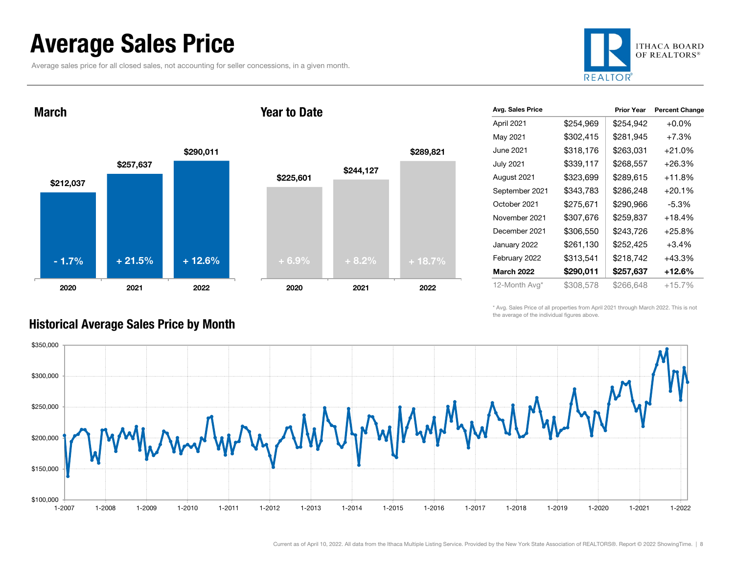# Average Sales Price

Average sales price for all closed sales, not accounting for seller concessions, in a given month.

### March

| Year | Avg. Sales Price | Change |
| --- | --- | --- |
| 2020 | $212,037 | - 1.7% |
| 2021 | $257,637 | + 21.5% |
| 2022 | $290,011 | + 12.6% |

### Year to Date

| Year | Avg. Sales Price | Change |
| --- | --- | --- |
| 2020 | $225,601 | + 6.9% |
| 2021 | $244,127 | + 8.2% |
| 2022 | $289,821 | + 18.7% |

| Avg. Sales Price | | Prior Year | Percent Change |
| --- | --- | --- | --- |
| April 2021 | $254,969 | $254,942 | +0.0% |
| May 2021 | $302,415 | $281,945 | +7.3% |
| June 2021 | $318,176 | $263,031 | +21.0% |
| July 2021 | $339,117 | $268,557 | +26.3% |
| August 2021 | $323,699 | $289,615 | +11.8% |
| September 2021 | $343,783 | $286,248 | +20.1% |
| October 2021 | $275,671 | $290,966 | -5.3% |
| November 2021 | $307,676 | $259,837 | +18.4% |
| December 2021 | $306,550 | $243,726 | +25.8% |
| January 2022 | $261,130 | $252,425 | +3.4% |
| February 2022 | $313,541 | $218,742 | +43.3% |
| **March 2022** | **$290,011** | **$257,637** | **+12.6%** |
| 12-Month Avg* | $308,578 | $266,648 | +15.7% |

* Avg. Sales Price of all properties from April 2021 through March 2022. This is not the average of the individual figures above.

### Historical Average Sales Price by Month

Current as of April 10, 2022. All data from the Ithaca Multiple Listing Service. Provided by the New York State Association of REALTORS®. Report © 2022 ShowingTime.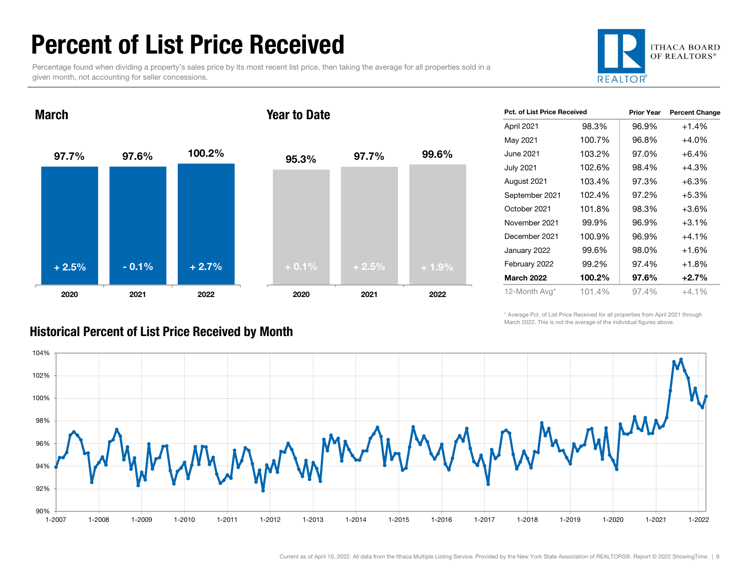# Percent of List Price Received

Percentage found when dividing a property's sales price by its most recent list price, then taking the average for all properties sold in a given month, not accounting for seller concessions.

ITHACA BOARD OF REALTORS®

## March

| | 2020 | 2021 | 2022 |
|---|---|---|---|
| Percent of List Price Received | 97.7% | 97.6% | 100.2% |
| Change | + 2.5% | - 0.1% | + 2.7% |

## Year to Date

| | 2020 | 2021 | 2022 |
|---|---|---|---|
| Percent of List Price Received | 95.3% | 97.7% | 99.6% |
| Change | + 0.1% | + 2.5% | + 1.9% |

| Pct. of List Price Received | | Prior Year | Percent Change |
|---|---|---|---|
| April 2021 | 98.3% | 96.9% | +1.4% |
| May 2021 | 100.7% | 96.8% | +4.0% |
| June 2021 | 103.2% | 97.0% | +6.4% |
| July 2021 | 102.6% | 98.4% | +4.3% |
| August 2021 | 103.4% | 97.3% | +6.3% |
| September 2021 | 102.4% | 97.2% | +5.3% |
| October 2021 | 101.8% | 98.3% | +3.6% |
| November 2021 | 99.9% | 96.9% | +3.1% |
| December 2021 | 100.9% | 96.9% | +4.1% |
| January 2022 | 99.6% | 98.0% | +1.6% |
| February 2022 | 99.2% | 97.4% | +1.8% |
| **March 2022** | **100.2%** | **97.6%** | **+2.7%** |
| 12-Month Avg* | 101.4% | 97.4% | +4.1% |

\* Average Pct. of List Price Received for all properties from April 2021 through March 2022. This is not the average of the individual figures above.

## Historical Percent of List Price Received by Month

Current as of April 10, 2022. All data from the Ithaca Multiple Listing Service. Provided by the New York State Association of REALTORS®. Report © 2022 ShowingTime.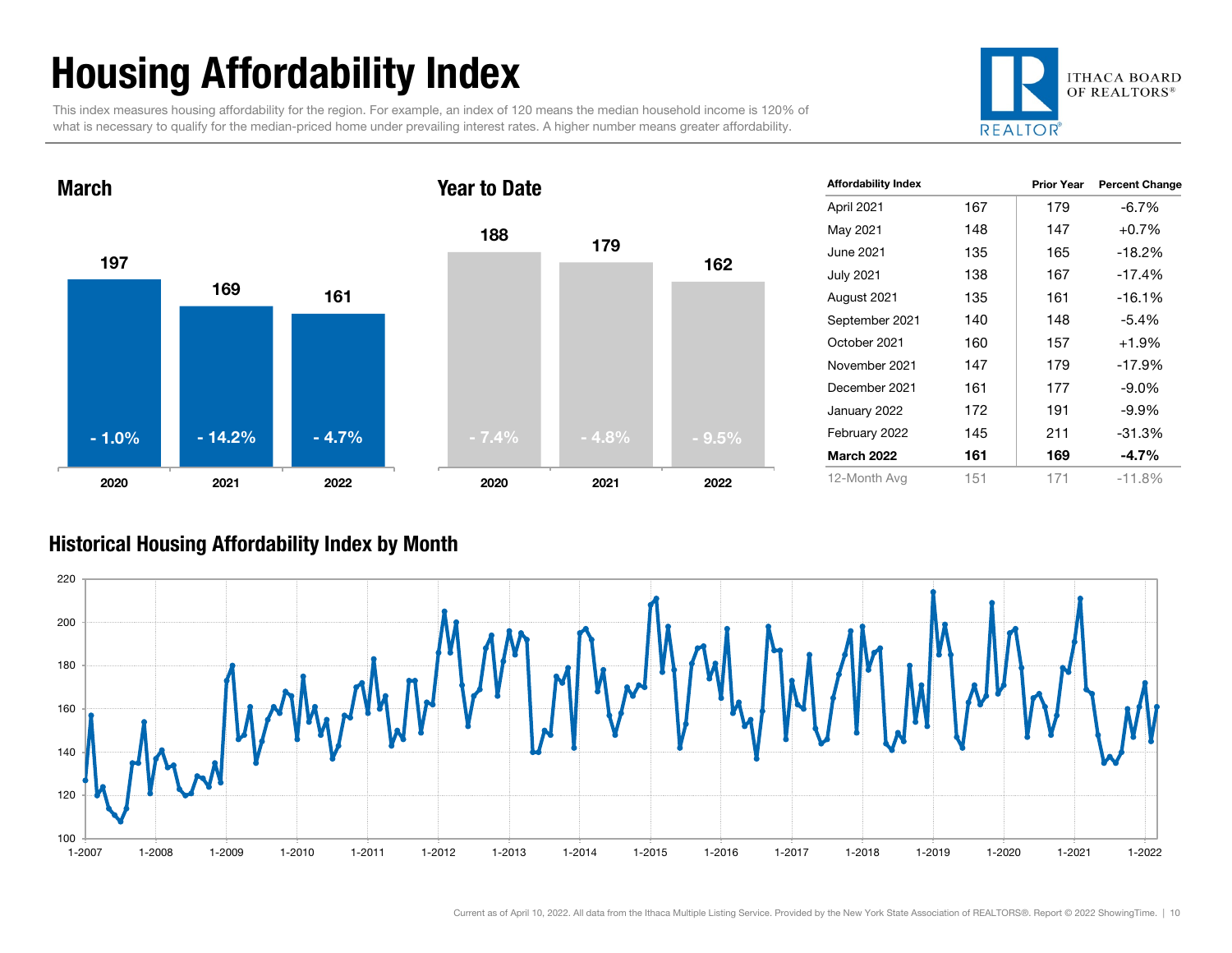# Housing Affordability Index

This index measures housing affordability for the region. For example, an index of 120 means the median household income is 120% of what is necessary to qualify for the median-priced home under prevailing interest rates. A higher number means greater affordability.

ITHACA BOARD OF REALTORS®

## March

| Year | Index | Change |
|---|---|---|
| 2020 | 197 | - 1.0% |
| 2021 | 169 | - 14.2% |
| 2022 | 161 | - 4.7% |

## Year to Date

| Year | Index | Change |
|---|---|---|
| 2020 | 188 | - 7.4% |
| 2021 | 179 | - 4.8% |
| 2022 | 162 | - 9.5% |

| Affordability Index | | Prior Year | Percent Change |
|---|---|---|---|
| April 2021 | 167 | 179 | -6.7% |
| May 2021 | 148 | 147 | +0.7% |
| June 2021 | 135 | 165 | -18.2% |
| July 2021 | 138 | 167 | -17.4% |
| August 2021 | 135 | 161 | -16.1% |
| September 2021 | 140 | 148 | -5.4% |
| October 2021 | 160 | 157 | +1.9% |
| November 2021 | 147 | 179 | -17.9% |
| December 2021 | 161 | 177 | -9.0% |
| January 2022 | 172 | 191 | -9.9% |
| February 2022 | 145 | 211 | -31.3% |
| **March 2022** | **161** | **169** | **-4.7%** |
| 12-Month Avg | 151 | 171 | -11.8% |

## Historical Housing Affordability Index by Month

Current as of April 10, 2022. All data from the Ithaca Multiple Listing Service. Provided by the New York State Association of REALTORS®. Report © 2022 ShowingTime.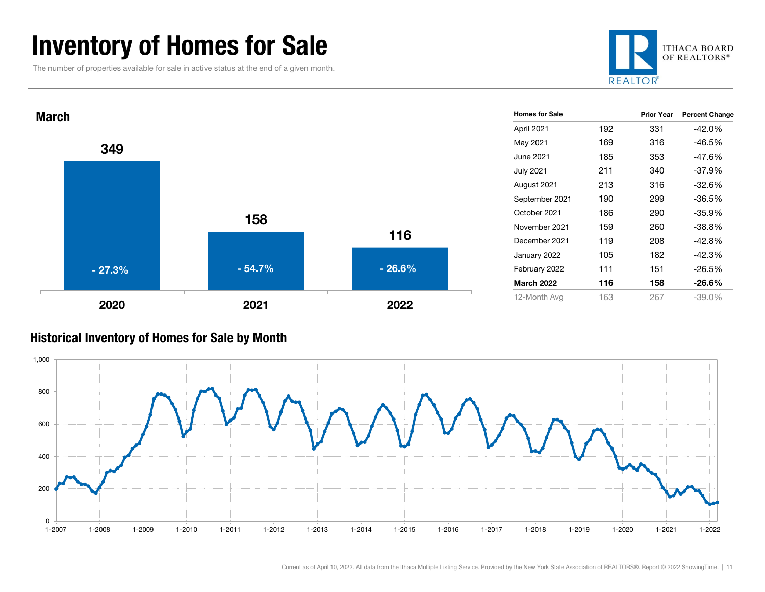# Inventory of Homes for Sale

The number of properties available for sale in active status at the end of a given month.

ITHACA BOARD OF REALTORS®

## March

| Year | Homes for Sale | Change |
|---|---|---|
| 2020 | 349 | - 27.3% |
| 2021 | 158 | - 54.7% |
| 2022 | 116 | - 26.6% |

| Homes for Sale | | Prior Year | Percent Change |
|---|---|---|---|
| April 2021 | 192 | 331 | -42.0% |
| May 2021 | 169 | 316 | -46.5% |
| June 2021 | 185 | 353 | -47.6% |
| July 2021 | 211 | 340 | -37.9% |
| August 2021 | 213 | 316 | -32.6% |
| September 2021 | 190 | 299 | -36.5% |
| October 2021 | 186 | 290 | -35.9% |
| November 2021 | 159 | 260 | -38.8% |
| December 2021 | 119 | 208 | -42.8% |
| January 2022 | 105 | 182 | -42.3% |
| February 2022 | 111 | 151 | -26.5% |
| **March 2022** | **116** | **158** | **-26.6%** |
| 12-Month Avg | 163 | 267 | -39.0% |

## Historical Inventory of Homes for Sale by Month

Current as of April 10, 2022. All data from the Ithaca Multiple Listing Service. Provided by the New York State Association of REALTORS®. Report © 2022 ShowingTime.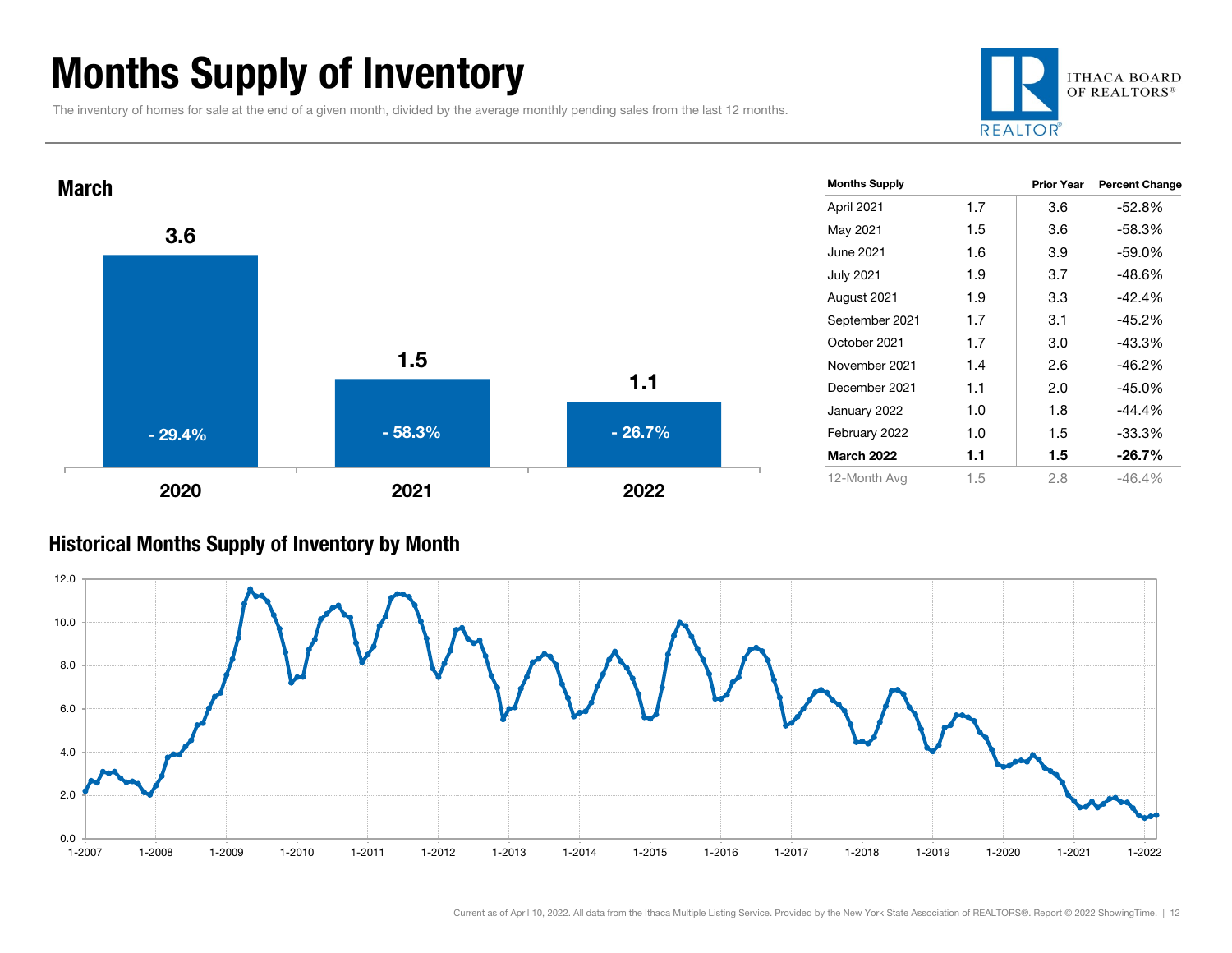# Months Supply of Inventory

The inventory of homes for sale at the end of a given month, divided by the average monthly pending sales from the last 12 months.

## March

| Year | Months Supply | Percent Change |
|---|---|---|
| 2020 | 3.6 | - 29.4% |
| 2021 | 1.5 | - 58.3% |
| 2022 | 1.1 | - 26.7% |

| Months Supply | | Prior Year | Percent Change |
|---|---|---|---|
| April 2021 | 1.7 | 3.6 | -52.8% |
| May 2021 | 1.5 | 3.6 | -58.3% |
| June 2021 | 1.6 | 3.9 | -59.0% |
| July 2021 | 1.9 | 3.7 | -48.6% |
| August 2021 | 1.9 | 3.3 | -42.4% |
| September 2021 | 1.7 | 3.1 | -45.2% |
| October 2021 | 1.7 | 3.0 | -43.3% |
| November 2021 | 1.4 | 2.6 | -46.2% |
| December 2021 | 1.1 | 2.0 | -45.0% |
| January 2022 | 1.0 | 1.8 | -44.4% |
| February 2022 | 1.0 | 1.5 | -33.3% |
| **March 2022** | **1.1** | **1.5** | **-26.7%** |
| 12-Month Avg | 1.5 | 2.8 | -46.4% |

## Historical Months Supply of Inventory by Month

Current as of April 10, 2022. All data from the Ithaca Multiple Listing Service. Provided by the New York State Association of REALTORS®. Report © 2022 ShowingTime.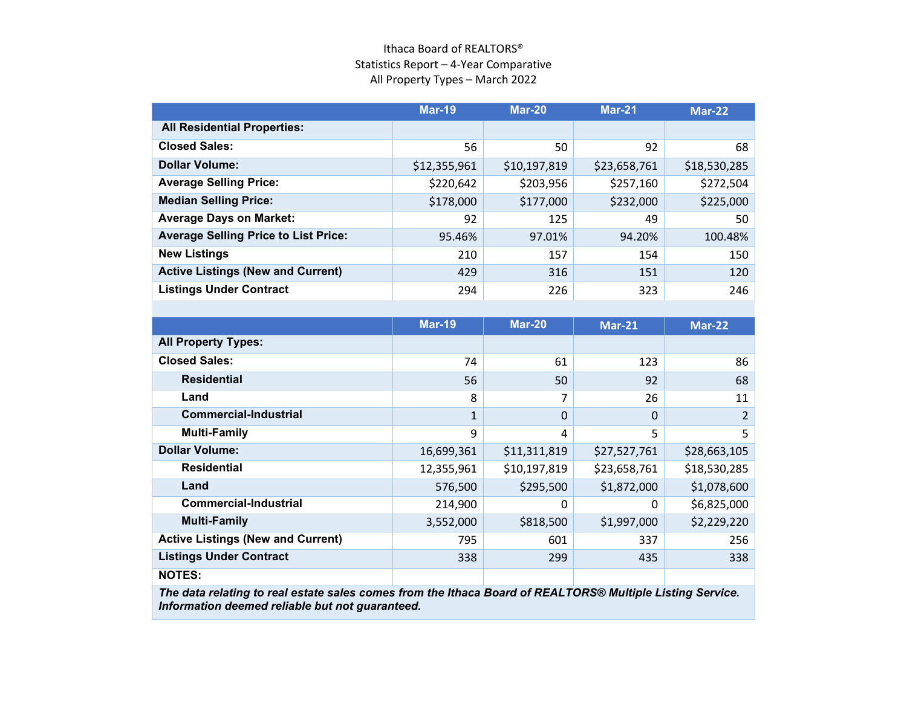Ithaca Board of REALTORS®
Statistics Report – 4-Year Comparative
All Property Types – March 2022

| | Mar-19 | Mar-20 | Mar-21 | Mar-22 |
|---|---|---|---|---|
| **All Residential Properties:** | | | | |
| **Closed Sales:** | 56 | 50 | 92 | 68 |
| **Dollar Volume:** | $12,355,961 | $10,197,819 | $23,658,761 | $18,530,285 |
| **Average Selling Price:** | $220,642 | $203,956 | $257,160 | $272,504 |
| **Median Selling Price:** | $178,000 | $177,000 | $232,000 | $225,000 |
| **Average Days on Market:** | 92 | 125 | 49 | 50 |
| **Average Selling Price to List Price:** | 95.46% | 97.01% | 94.20% | 100.48% |
| **New Listings** | 210 | 157 | 154 | 150 |
| **Active Listings (New and Current)** | 429 | 316 | 151 | 120 |
| **Listings Under Contract** | 294 | 226 | 323 | 246 |

| | Mar-19 | Mar-20 | Mar-21 | Mar-22 |
|---|---|---|---|---|
| **All Property Types:** | | | | |
| **Closed Sales:** | 74 | 61 | 123 | 86 |
| **Residential** | 56 | 50 | 92 | 68 |
| **Land** | 8 | 7 | 26 | 11 |
| **Commercial-Industrial** | 1 | 0 | 0 | 2 |
| **Multi-Family** | 9 | 4 | 5 | 5 |
| **Dollar Volume:** | 16,699,361 | $11,311,819 | $27,527,761 | $28,663,105 |
| **Residential** | 12,355,961 | $10,197,819 | $23,658,761 | $18,530,285 |
| **Land** | 576,500 | $295,500 | $1,872,000 | $1,078,600 |
| **Commercial-Industrial** | 214,900 | 0 | 0 | $6,825,000 |
| **Multi-Family** | 3,552,000 | $818,500 | $1,997,000 | $2,229,220 |
| **Active Listings (New and Current)** | 795 | 601 | 337 | 256 |
| **Listings Under Contract** | 338 | 299 | 435 | 338 |
| **NOTES:** | | | | |

***The data relating to real estate sales comes from the Ithaca Board of REALTORS® Multiple Listing Service. Information deemed reliable but not guaranteed.***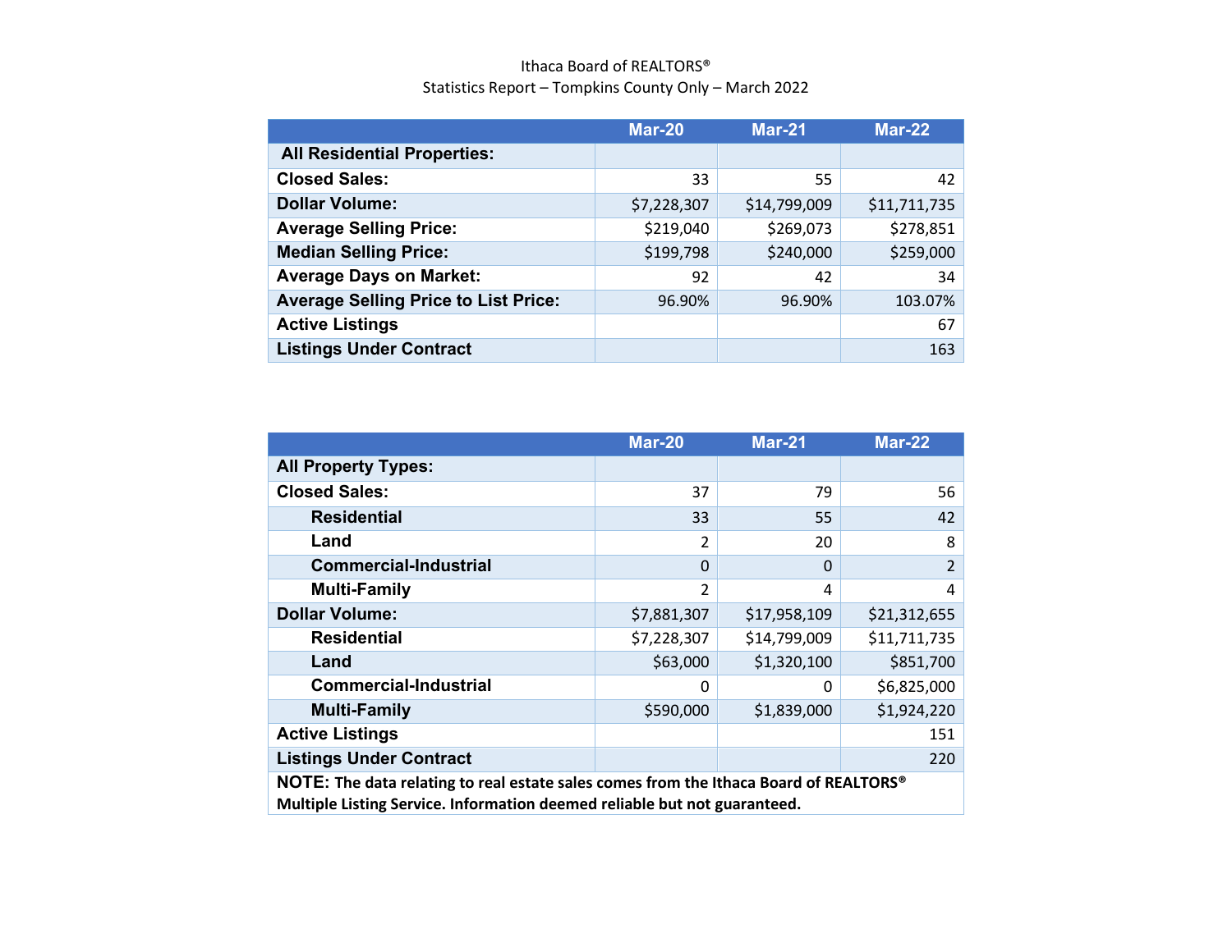Ithaca Board of REALTORS®

Statistics Report – Tompkins County Only – March 2022

| | Mar-20 | Mar-21 | Mar-22 |
|---|---|---|---|
| **All Residential Properties:** | | | |
| **Closed Sales:** | 33 | 55 | 42 |
| **Dollar Volume:** | $7,228,307 | $14,799,009 | $11,711,735 |
| **Average Selling Price:** | $219,040 | $269,073 | $278,851 |
| **Median Selling Price:** | $199,798 | $240,000 | $259,000 |
| **Average Days on Market:** | 92 | 42 | 34 |
| **Average Selling Price to List Price:** | 96.90% | 96.90% | 103.07% |
| **Active Listings** | | | 67 |
| **Listings Under Contract** | | | 163 |

| | Mar-20 | Mar-21 | Mar-22 |
|---|---|---|---|
| **All Property Types:** | | | |
| **Closed Sales:** | 37 | 79 | 56 |
| **Residential** | 33 | 55 | 42 |
| **Land** | 2 | 20 | 8 |
| **Commercial-Industrial** | 0 | 0 | 2 |
| **Multi-Family** | 2 | 4 | 4 |
| **Dollar Volume:** | $7,881,307 | $17,958,109 | $21,312,655 |
| **Residential** | $7,228,307 | $14,799,009 | $11,711,735 |
| **Land** | $63,000 | $1,320,100 | $851,700 |
| **Commercial-Industrial** | 0 | 0 | $6,825,000 |
| **Multi-Family** | $590,000 | $1,839,000 | $1,924,220 |
| **Active Listings** | | | 151 |
| **Listings Under Contract** | | | 220 |

**NOTE: The data relating to real estate sales comes from the Ithaca Board of REALTORS® Multiple Listing Service. Information deemed reliable but not guaranteed.**